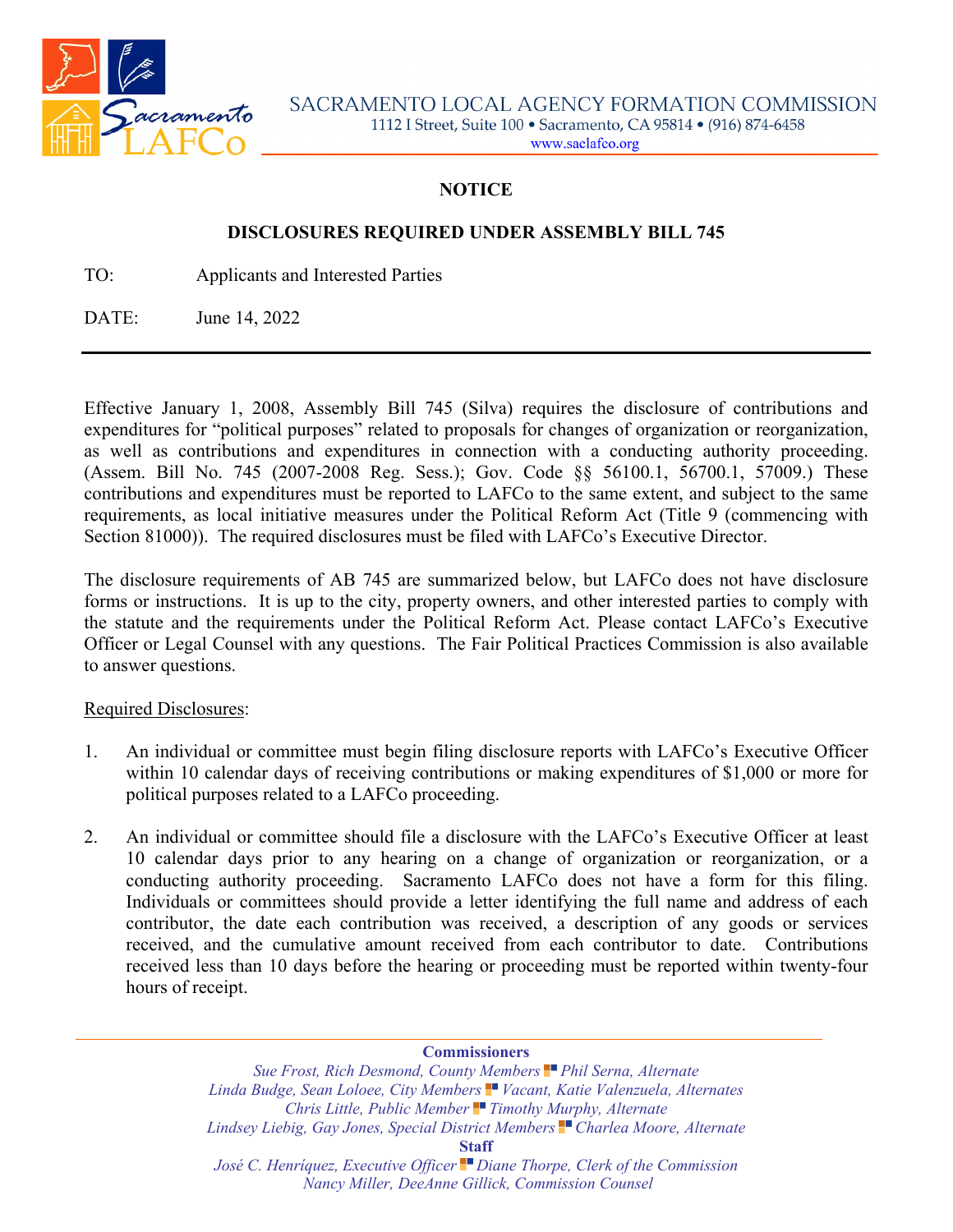SACRAMENTO LOCAL AGENCY FORMATION COMMISSION
1112 I Street, Suite 100 • Sacramento, CA 95814 • (916) 874-6458
www.saclafco.org

## NOTICE

## DISCLOSURES REQUIRED UNDER ASSEMBLY BILL 745

TO: Applicants and Interested Parties

DATE: June 14, 2022

---

Effective January 1, 2008, Assembly Bill 745 (Silva) requires the disclosure of contributions and expenditures for "political purposes" related to proposals for changes of organization or reorganization, as well as contributions and expenditures in connection with a conducting authority proceeding. (Assem. Bill No. 745 (2007-2008 Reg. Sess.); Gov. Code §§ 56100.1, 56700.1, 57009.) These contributions and expenditures must be reported to LAFCo to the same extent, and subject to the same requirements, as local initiative measures under the Political Reform Act (Title 9 (commencing with Section 81000)). The required disclosures must be filed with LAFCo's Executive Director.

The disclosure requirements of AB 745 are summarized below, but LAFCo does not have disclosure forms or instructions. It is up to the city, property owners, and other interested parties to comply with the statute and the requirements under the Political Reform Act. Please contact LAFCo's Executive Officer or Legal Counsel with any questions. The Fair Political Practices Commission is also available to answer questions.

Required Disclosures:

1. An individual or committee must begin filing disclosure reports with LAFCo's Executive Officer within 10 calendar days of receiving contributions or making expenditures of $1,000 or more for political purposes related to a LAFCo proceeding.

2. An individual or committee should file a disclosure with the LAFCo's Executive Officer at least 10 calendar days prior to any hearing on a change of organization or reorganization, or a conducting authority proceeding. Sacramento LAFCo does not have a form for this filing. Individuals or committees should provide a letter identifying the full name and address of each contributor, the date each contribution was received, a description of any goods or services received, and the cumulative amount received from each contributor to date. Contributions received less than 10 days before the hearing or proceeding must be reported within twenty-four hours of receipt.

**Commissioners**
*Sue Frost, Rich Desmond, County Members ▪ Phil Serna, Alternate*
*Linda Budge, Sean Loloee, City Members ▪ Vacant, Katie Valenzuela, Alternates*
*Chris Little, Public Member ▪ Timothy Murphy, Alternate*
*Lindsey Liebig, Gay Jones, Special District Members ▪ Charlea Moore, Alternate*
**Staff**
*José C. Henríquez, Executive Officer ▪ Diane Thorpe, Clerk of the Commission*
*Nancy Miller, DeeAnne Gillick, Commission Counsel*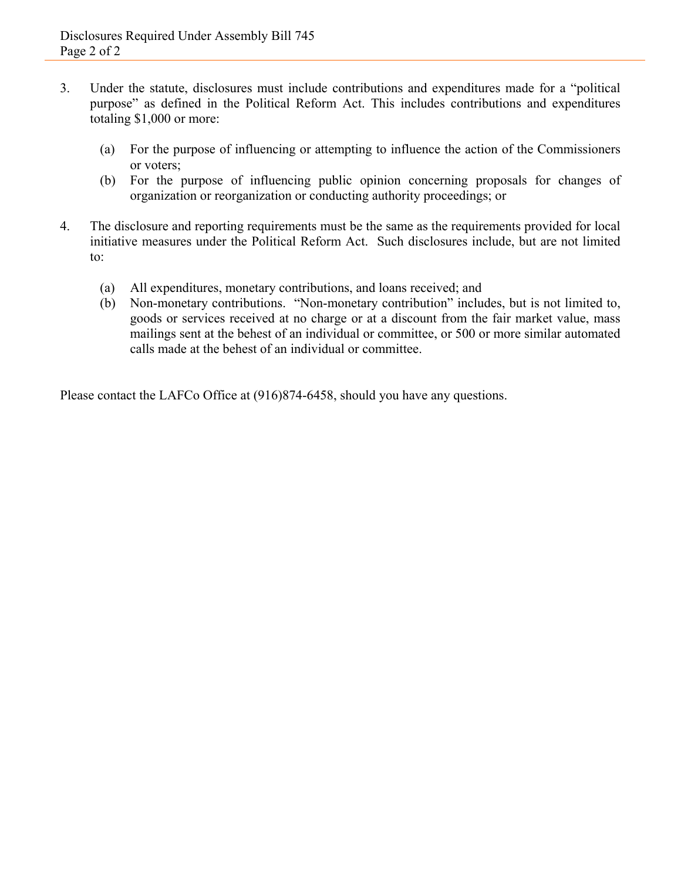3. Under the statute, disclosures must include contributions and expenditures made for a "political purpose" as defined in the Political Reform Act. This includes contributions and expenditures totaling $1,000 or more:

   (a) For the purpose of influencing or attempting to influence the action of the Commissioners or voters;
   (b) For the purpose of influencing public opinion concerning proposals for changes of organization or reorganization or conducting authority proceedings; or

4. The disclosure and reporting requirements must be the same as the requirements provided for local initiative measures under the Political Reform Act. Such disclosures include, but are not limited to:

   (a) All expenditures, monetary contributions, and loans received; and
   (b) Non-monetary contributions. "Non-monetary contribution" includes, but is not limited to, goods or services received at no charge or at a discount from the fair market value, mass mailings sent at the behest of an individual or committee, or 500 or more similar automated calls made at the behest of an individual or committee.

Please contact the LAFCo Office at (916)874-6458, should you have any questions.